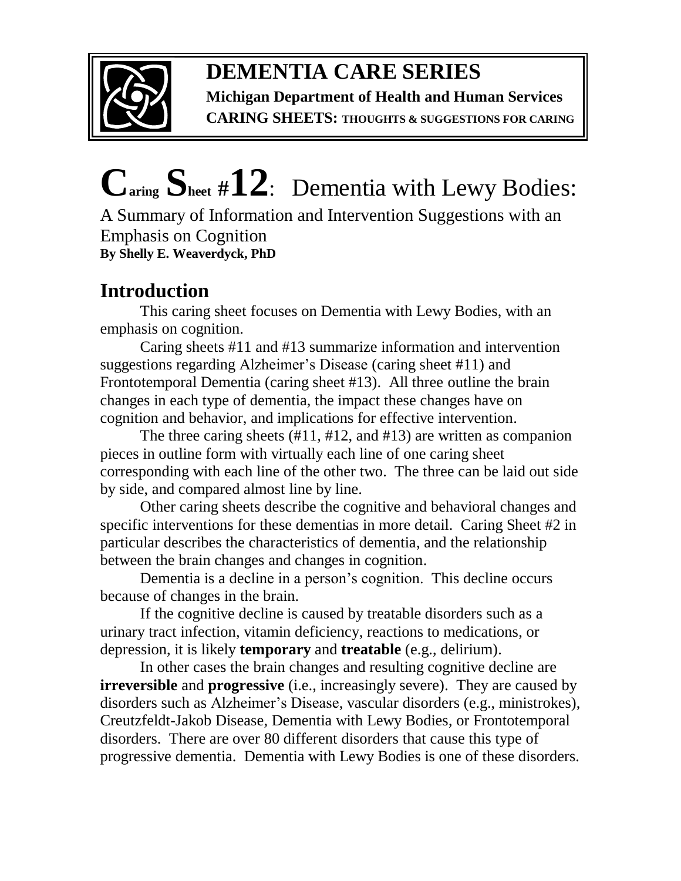# DEMENTIA CARE SERIES

**Michigan Department of Health and Human Services**
**CARING SHEETS: THOUGHTS & SUGGESTIONS FOR CARING**

# Caring Sheet #12: Dementia with Lewy Bodies:

A Summary of Information and Intervention Suggestions with an Emphasis on Cognition

**By Shelly E. Weaverdyck, PhD**

## Introduction

This caring sheet focuses on Dementia with Lewy Bodies, with an emphasis on cognition.

Caring sheets #11 and #13 summarize information and intervention suggestions regarding Alzheimer's Disease (caring sheet #11) and Frontotemporal Dementia (caring sheet #13). All three outline the brain changes in each type of dementia, the impact these changes have on cognition and behavior, and implications for effective intervention.

The three caring sheets (#11, #12, and #13) are written as companion pieces in outline form with virtually each line of one caring sheet corresponding with each line of the other two. The three can be laid out side by side, and compared almost line by line.

Other caring sheets describe the cognitive and behavioral changes and specific interventions for these dementias in more detail. Caring Sheet #2 in particular describes the characteristics of dementia, and the relationship between the brain changes and changes in cognition.

Dementia is a decline in a person's cognition. This decline occurs because of changes in the brain.

If the cognitive decline is caused by treatable disorders such as a urinary tract infection, vitamin deficiency, reactions to medications, or depression, it is likely **temporary** and **treatable** (e.g., delirium).

In other cases the brain changes and resulting cognitive decline are **irreversible** and **progressive** (i.e., increasingly severe). They are caused by disorders such as Alzheimer's Disease, vascular disorders (e.g., ministrokes), Creutzfeldt-Jakob Disease, Dementia with Lewy Bodies, or Frontotemporal disorders. There are over 80 different disorders that cause this type of progressive dementia. Dementia with Lewy Bodies is one of these disorders.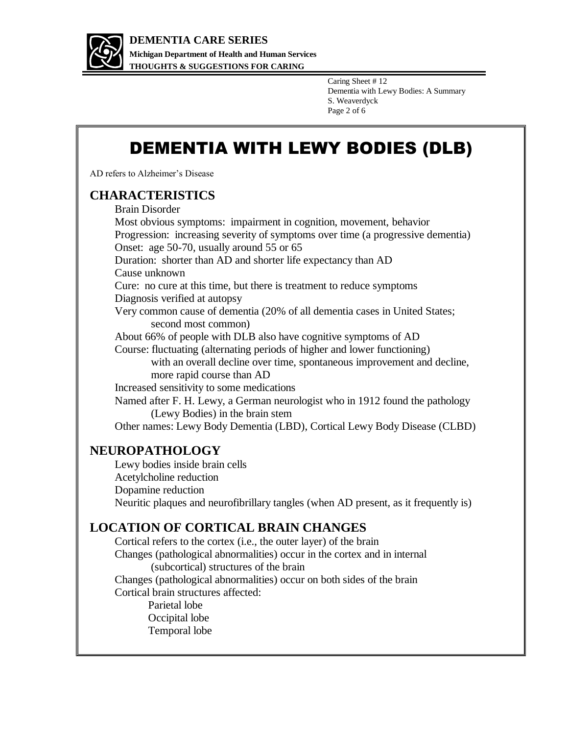# DEMENTIA WITH LEWY BODIES (DLB)

AD refers to Alzheimer's Disease

## CHARACTERISTICS

Brain Disorder

Most obvious symptoms: impairment in cognition, movement, behavior

Progression: increasing severity of symptoms over time (a progressive dementia)

Onset: age 50-70, usually around 55 or 65

Duration: shorter than AD and shorter life expectancy than AD

Cause unknown

Cure: no cure at this time, but there is treatment to reduce symptoms

Diagnosis verified at autopsy

Very common cause of dementia (20% of all dementia cases in United States; second most common)

About 66% of people with DLB also have cognitive symptoms of AD

Course: fluctuating (alternating periods of higher and lower functioning) with an overall decline over time, spontaneous improvement and decline, more rapid course than AD

Increased sensitivity to some medications

Named after F. H. Lewy, a German neurologist who in 1912 found the pathology (Lewy Bodies) in the brain stem

Other names: Lewy Body Dementia (LBD), Cortical Lewy Body Disease (CLBD)

## NEUROPATHOLOGY

Lewy bodies inside brain cells

Acetylcholine reduction

Dopamine reduction

Neuritic plaques and neurofibrillary tangles (when AD present, as it frequently is)

## LOCATION OF CORTICAL BRAIN CHANGES

Cortical refers to the cortex (i.e., the outer layer) of the brain

Changes (pathological abnormalities) occur in the cortex and in internal (subcortical) structures of the brain

Changes (pathological abnormalities) occur on both sides of the brain

Cortical brain structures affected:

- Parietal lobe
- Occipital lobe
- Temporal lobe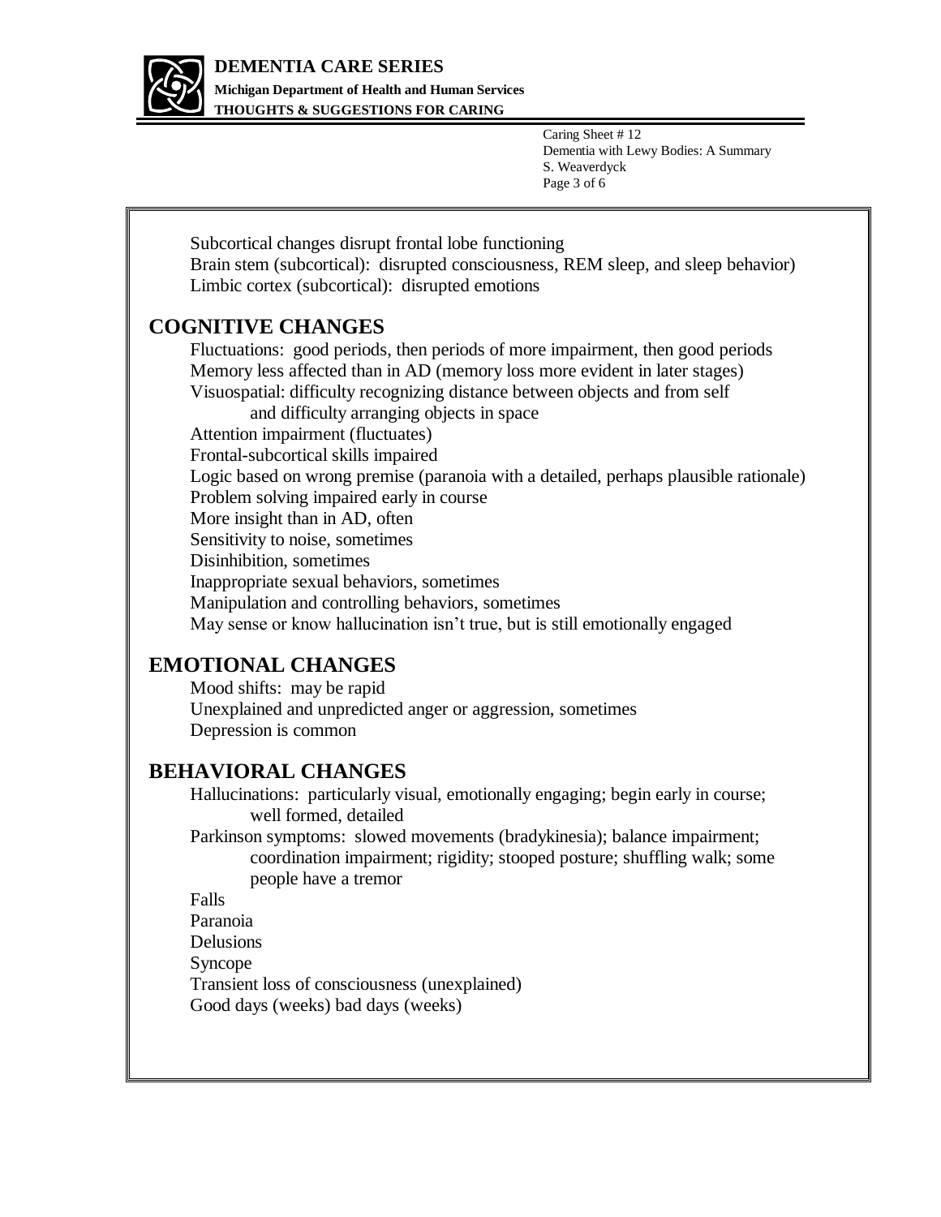Subcortical changes disrupt frontal lobe functioning
Brain stem (subcortical): disrupted consciousness, REM sleep, and sleep behavior)
Limbic cortex (subcortical): disrupted emotions

## COGNITIVE CHANGES

Fluctuations: good periods, then periods of more impairment, then good periods
Memory less affected than in AD (memory loss more evident in later stages)
Visuospatial: difficulty recognizing distance between objects and from self
and difficulty arranging objects in space
Attention impairment (fluctuates)
Frontal-subcortical skills impaired
Logic based on wrong premise (paranoia with a detailed, perhaps plausible rationale)
Problem solving impaired early in course
More insight than in AD, often
Sensitivity to noise, sometimes
Disinhibition, sometimes
Inappropriate sexual behaviors, sometimes
Manipulation and controlling behaviors, sometimes
May sense or know hallucination isn't true, but is still emotionally engaged

## EMOTIONAL CHANGES

Mood shifts: may be rapid
Unexplained and unpredicted anger or aggression, sometimes
Depression is common

## BEHAVIORAL CHANGES

Hallucinations: particularly visual, emotionally engaging; begin early in course;
well formed, detailed
Parkinson symptoms: slowed movements (bradykinesia); balance impairment;
coordination impairment; rigidity; stooped posture; shuffling walk; some
people have a tremor
Falls
Paranoia
Delusions
Syncope
Transient loss of consciousness (unexplained)
Good days (weeks) bad days (weeks)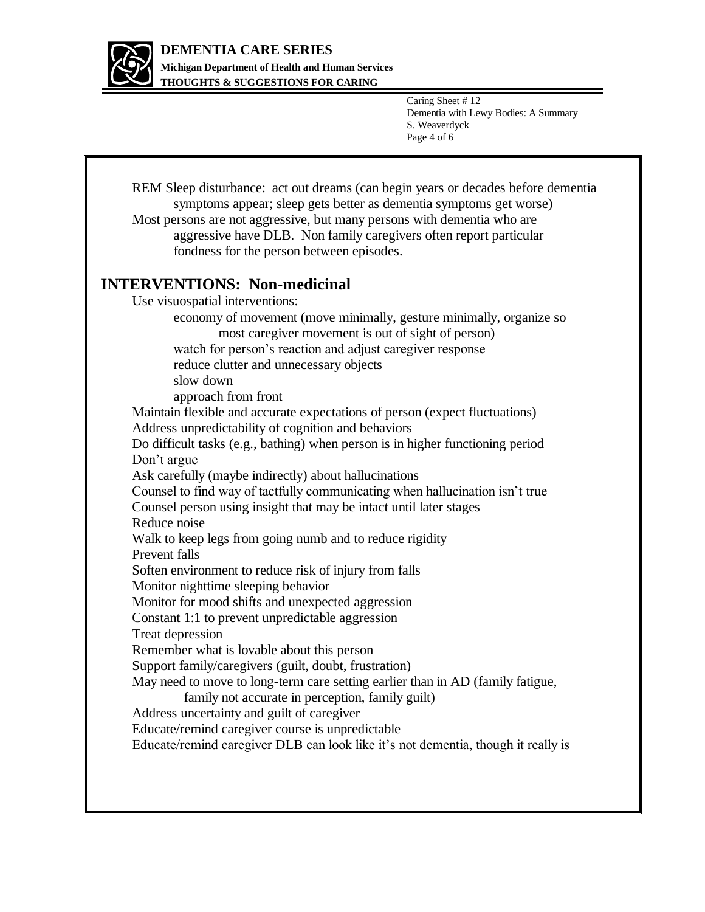REM Sleep disturbance: act out dreams (can begin years or decades before dementia symptoms appear; sleep gets better as dementia symptoms get worse)

Most persons are not aggressive, but many persons with dementia who are aggressive have DLB. Non family caregivers often report particular fondness for the person between episodes.

## INTERVENTIONS: Non-medicinal

Use visuospatial interventions:

- economy of movement (move minimally, gesture minimally, organize so most caregiver movement is out of sight of person)
- watch for person's reaction and adjust caregiver response
- reduce clutter and unnecessary objects
- slow down
- approach from front

Maintain flexible and accurate expectations of person (expect fluctuations)

Address unpredictability of cognition and behaviors

Do difficult tasks (e.g., bathing) when person is in higher functioning period

Don't argue

Ask carefully (maybe indirectly) about hallucinations

Counsel to find way of tactfully communicating when hallucination isn't true

Counsel person using insight that may be intact until later stages

Reduce noise

Walk to keep legs from going numb and to reduce rigidity

Prevent falls

Soften environment to reduce risk of injury from falls

Monitor nighttime sleeping behavior

Monitor for mood shifts and unexpected aggression

Constant 1:1 to prevent unpredictable aggression

Treat depression

Remember what is lovable about this person

Support family/caregivers (guilt, doubt, frustration)

May need to move to long-term care setting earlier than in AD (family fatigue, family not accurate in perception, family guilt)

Address uncertainty and guilt of caregiver

Educate/remind caregiver course is unpredictable

Educate/remind caregiver DLB can look like it's not dementia, though it really is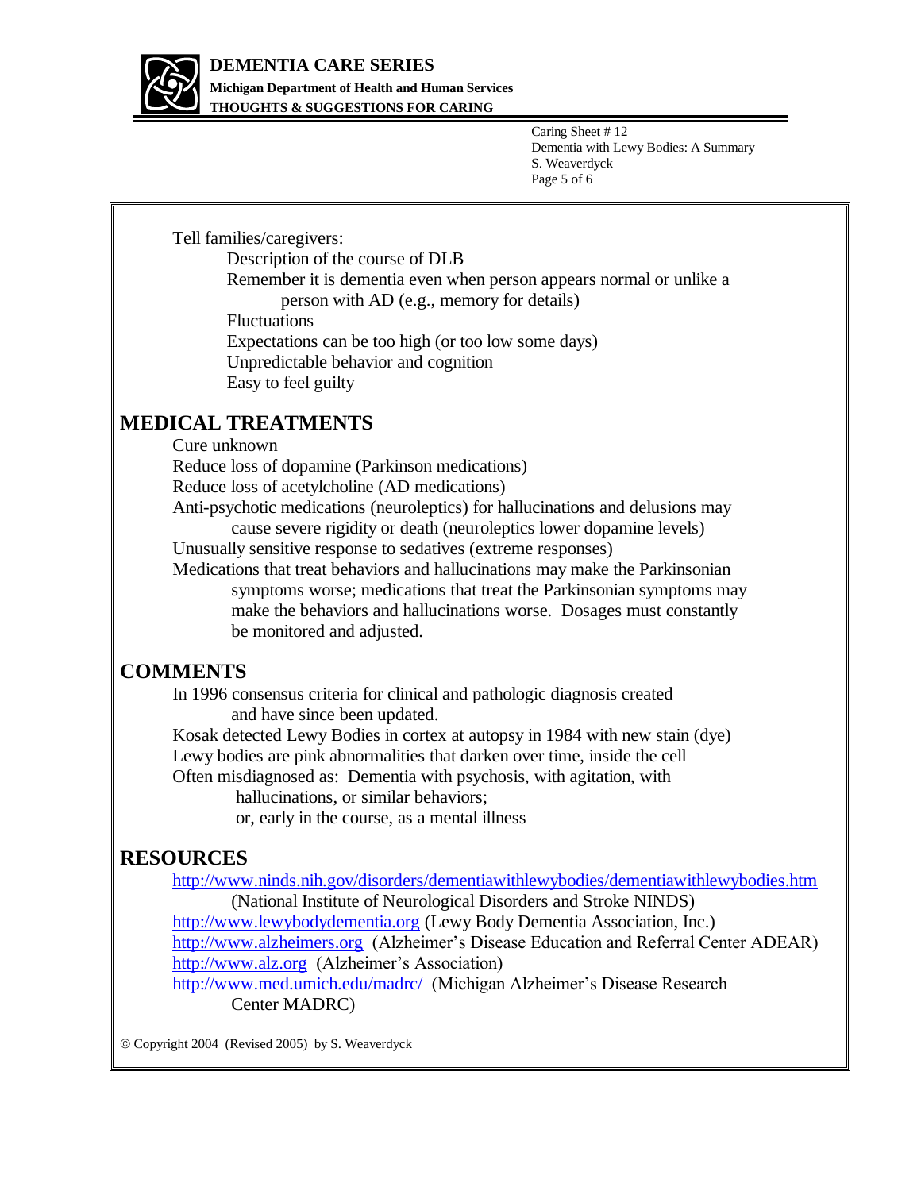Tell families/caregivers:

- Description of the course of DLB
- Remember it is dementia even when person appears normal or unlike a person with AD (e.g., memory for details)
- Fluctuations
- Expectations can be too high (or too low some days)
- Unpredictable behavior and cognition
- Easy to feel guilty

## MEDICAL TREATMENTS

- Cure unknown
- Reduce loss of dopamine (Parkinson medications)
- Reduce loss of acetylcholine (AD medications)
- Anti-psychotic medications (neuroleptics) for hallucinations and delusions may cause severe rigidity or death (neuroleptics lower dopamine levels)
- Unusually sensitive response to sedatives (extreme responses)
- Medications that treat behaviors and hallucinations may make the Parkinsonian symptoms worse; medications that treat the Parkinsonian symptoms may make the behaviors and hallucinations worse. Dosages must constantly be monitored and adjusted.

## COMMENTS

- In 1996 consensus criteria for clinical and pathologic diagnosis created and have since been updated.
- Kosak detected Lewy Bodies in cortex at autopsy in 1984 with new stain (dye)
- Lewy bodies are pink abnormalities that darken over time, inside the cell
- Often misdiagnosed as: Dementia with psychosis, with agitation, with hallucinations, or similar behaviors; or, early in the course, as a mental illness

## RESOURCES

- http://www.ninds.nih.gov/disorders/dementiawithlewybodies/dementiawithlewybodies.htm (National Institute of Neurological Disorders and Stroke NINDS)
- http://www.lewybodydementia.org (Lewy Body Dementia Association, Inc.)
- http://www.alzheimers.org (Alzheimer's Disease Education and Referral Center ADEAR)
- http://www.alz.org (Alzheimer's Association)
- http://www.med.umich.edu/madrc/ (Michigan Alzheimer's Disease Research Center MADRC)

© Copyright 2004 (Revised 2005) by S. Weaverdyck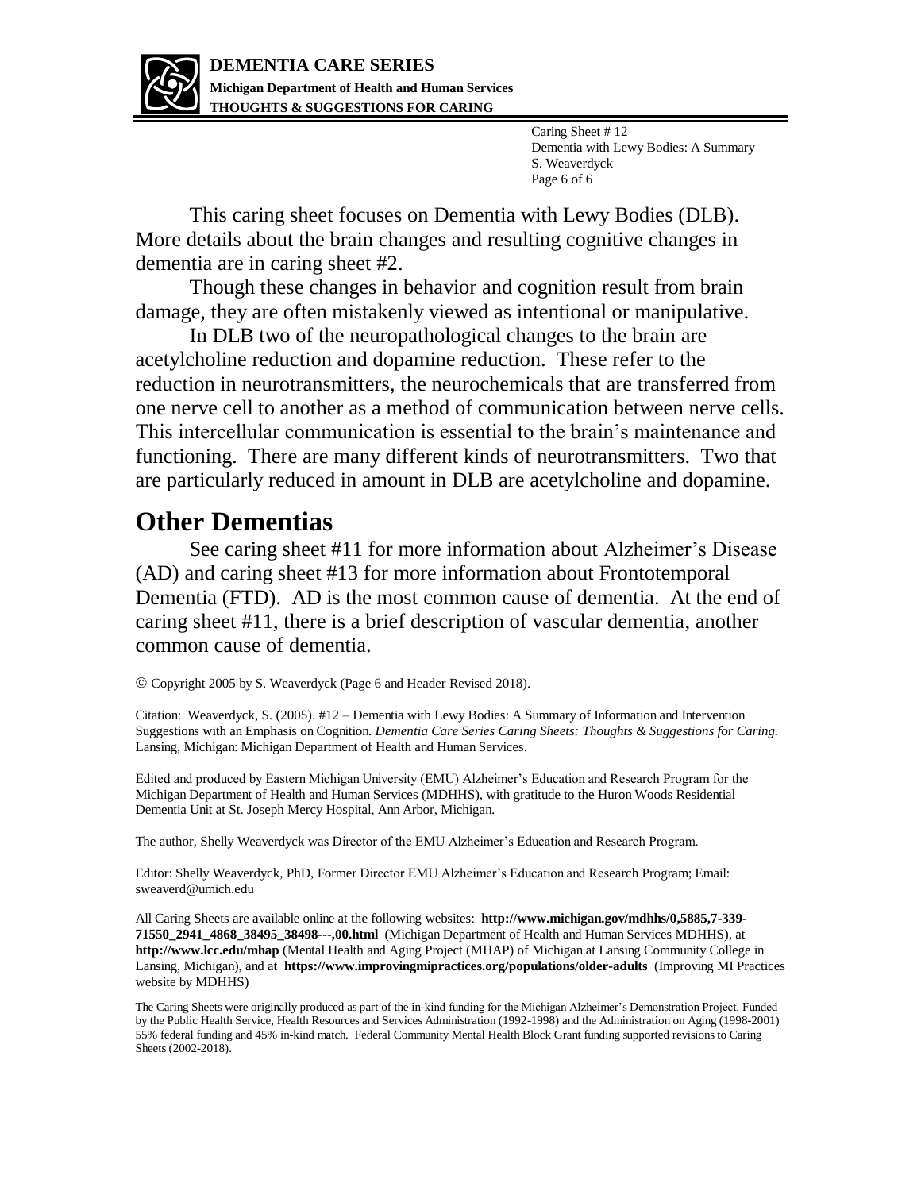This caring sheet focuses on Dementia with Lewy Bodies (DLB). More details about the brain changes and resulting cognitive changes in dementia are in caring sheet #2.

Though these changes in behavior and cognition result from brain damage, they are often mistakenly viewed as intentional or manipulative.

In DLB two of the neuropathological changes to the brain are acetylcholine reduction and dopamine reduction. These refer to the reduction in neurotransmitters, the neurochemicals that are transferred from one nerve cell to another as a method of communication between nerve cells. This intercellular communication is essential to the brain's maintenance and functioning. There are many different kinds of neurotransmitters. Two that are particularly reduced in amount in DLB are acetylcholine and dopamine.

## Other Dementias

See caring sheet #11 for more information about Alzheimer's Disease (AD) and caring sheet #13 for more information about Frontotemporal Dementia (FTD). AD is the most common cause of dementia. At the end of caring sheet #11, there is a brief description of vascular dementia, another common cause of dementia.

© Copyright 2005 by S. Weaverdyck (Page 6 and Header Revised 2018).

Citation: Weaverdyck, S. (2005). #12 – Dementia with Lewy Bodies: A Summary of Information and Intervention Suggestions with an Emphasis on Cognition. *Dementia Care Series Caring Sheets: Thoughts & Suggestions for Caring.* Lansing, Michigan: Michigan Department of Health and Human Services.

Edited and produced by Eastern Michigan University (EMU) Alzheimer's Education and Research Program for the Michigan Department of Health and Human Services (MDHHS), with gratitude to the Huron Woods Residential Dementia Unit at St. Joseph Mercy Hospital, Ann Arbor, Michigan.

The author, Shelly Weaverdyck was Director of the EMU Alzheimer's Education and Research Program.

Editor: Shelly Weaverdyck, PhD, Former Director EMU Alzheimer's Education and Research Program; Email: sweaverd@umich.edu

All Caring Sheets are available online at the following websites: **http://www.michigan.gov/mdhhs/0,5885,7-339-71550_2941_4868_38495_38498---,00.html** (Michigan Department of Health and Human Services MDHHS), at **http://www.lcc.edu/mhap** (Mental Health and Aging Project (MHAP) of Michigan at Lansing Community College in Lansing, Michigan), and at **https://www.improvingmipractices.org/populations/older-adults** (Improving MI Practices website by MDHHS)

The Caring Sheets were originally produced as part of the in-kind funding for the Michigan Alzheimer's Demonstration Project. Funded by the Public Health Service, Health Resources and Services Administration (1992-1998) and the Administration on Aging (1998-2001) 55% federal funding and 45% in-kind match. Federal Community Mental Health Block Grant funding supported revisions to Caring Sheets (2002-2018).